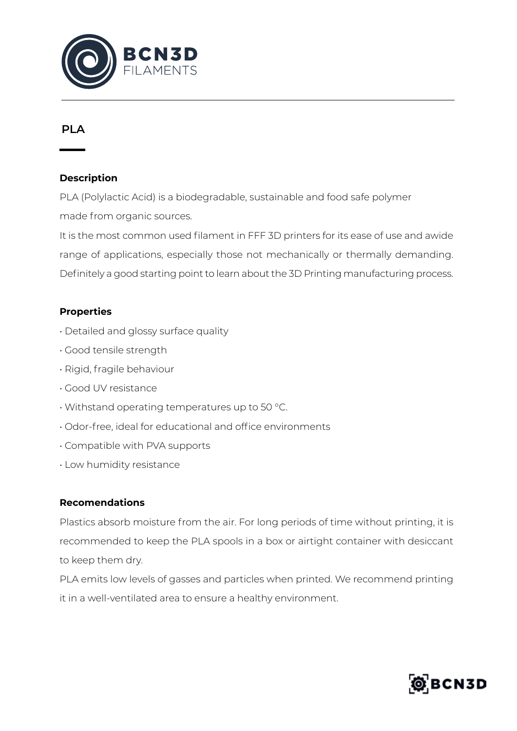# PLA

## Description

PLA (Polylactic Acid) is a biodegradable, sustainable and food safe polymer made from organic sources.

It is the most common used filament in FFF 3D printers for its ease of use and awide range of applications, especially those not mechanically or thermally demanding. Definitely a good starting point to learn about the 3D Printing manufacturing process.

## Properties

- Detailed and glossy surface quality
- Good tensile strength
- Rigid, fragile behaviour
- Good UV resistance
- Withstand operating temperatures up to 50 °C.
- Odor-free, ideal for educational and office environments
- Compatible with PVA supports
- Low humidity resistance

## Recomendations

Plastics absorb moisture from the air. For long periods of time without printing, it is recommended to keep the PLA spools in a box or airtight container with desiccant to keep them dry.

PLA emits low levels of gasses and particles when printed. We recommend printing it in a well-ventilated area to ensure a healthy environment.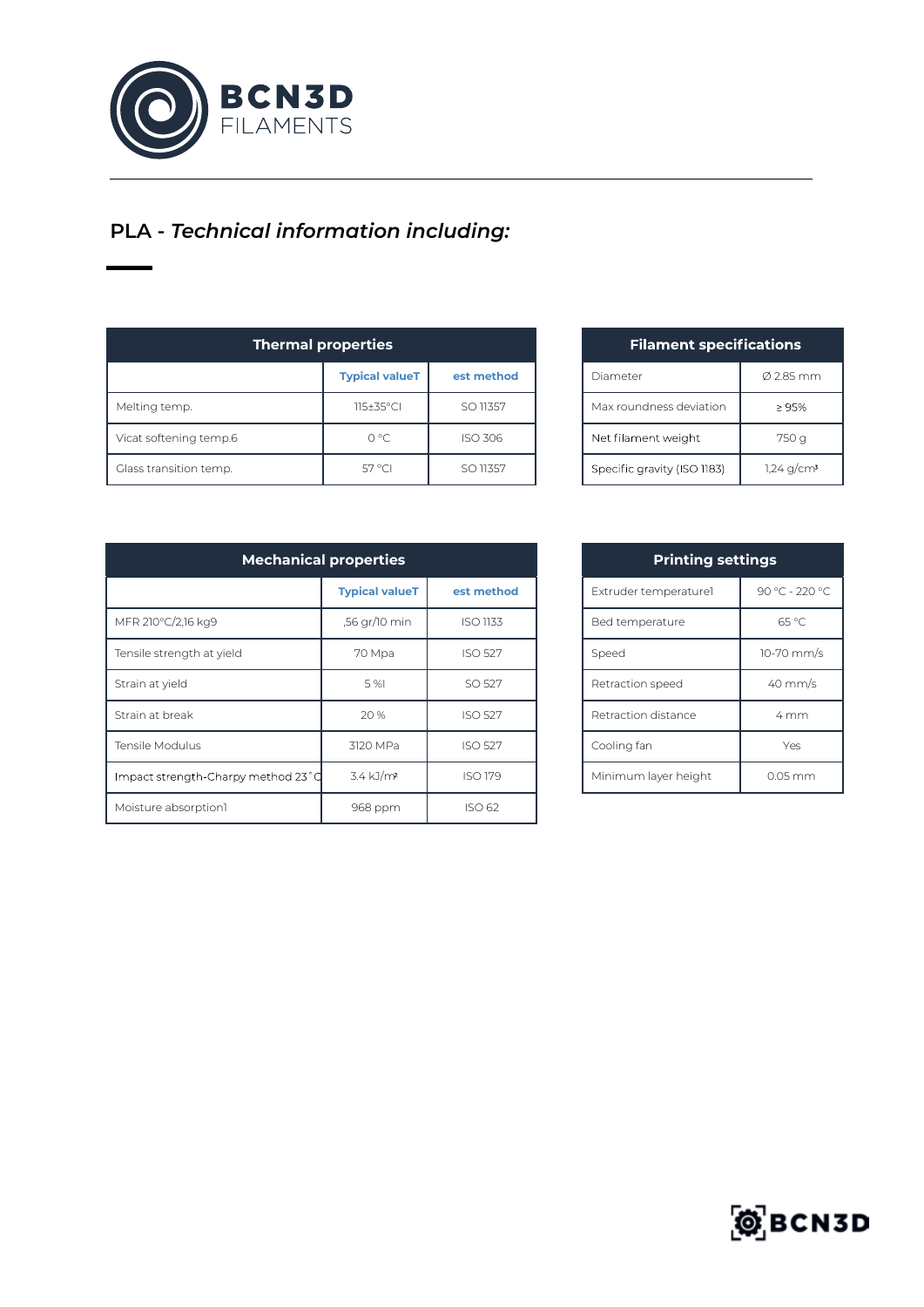BCN3D FILAMENTS

## PLA - *Technical information including:*

| Thermal properties | | |
|---|---|---|
| | Typical valueT | est method |
| Melting temp. | 115±35°CI | SO 11357 |
| Vicat softening temp.6 | 0 °C | ISO 306 |
| Glass transition temp. | 57 °CI | SO 11357 |

| Filament specifications | |
|---|---|
| Diameter | Ø 2.85 mm |
| Max roundness deviation | ≥ 95% |
| Net filament weight | 750 g |
| Specific gravity (ISO 1183) | 1,24 g/cm³ |

| Mechanical properties | | |
|---|---|---|
| | Typical valueT | est method |
| MFR 210°C/2,16 kg9 | ,56 gr/10 min | ISO 1133 |
| Tensile strength at yield | 70 Mpa | ISO 527 |
| Strain at yield | 5 %I | SO 527 |
| Strain at break | 20 % | ISO 527 |
| Tensile Modulus | 3120 MPa | ISO 527 |
| Impact strength-Charpy method 23 °C | 3.4 kJ/m² | ISO 179 |
| Moisture absorption1 | 968 ppm | ISO 62 |

| Printing settings | |
|---|---|
| Extruder temperature1 | 90 °C - 220 °C |
| Bed temperature | 65 °C |
| Speed | 10-70 mm/s |
| Retraction speed | 40 mm/s |
| Retraction distance | 4 mm |
| Cooling fan | Yes |
| Minimum layer height | 0.05 mm |